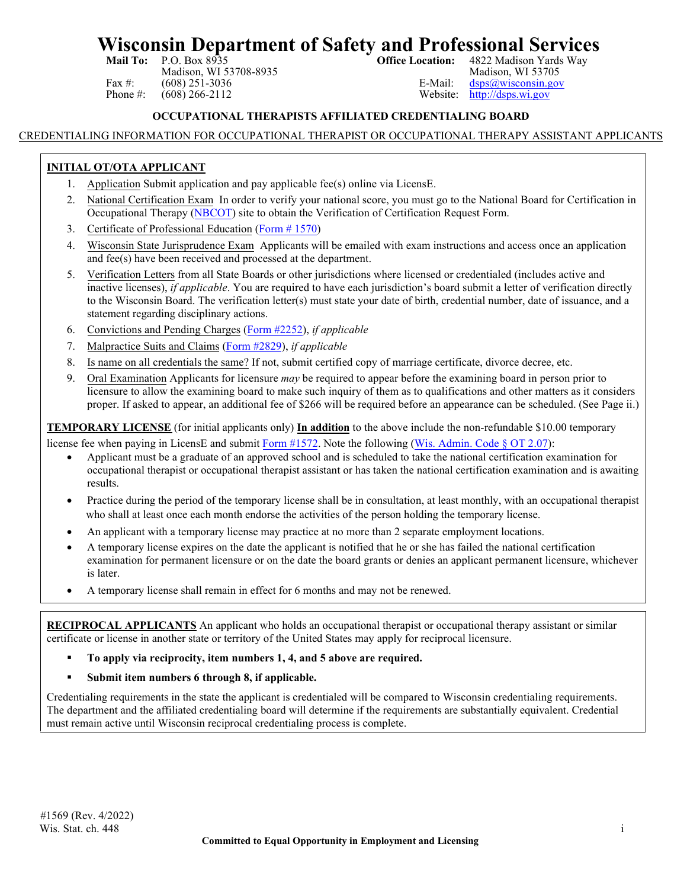# Wisconsin Department of Safety and Professional Services

**Mail To:** P.O. Box 8935
Madison, WI 53708-8935
Fax #: (608) 251-3036
Phone #: (608) 266-2112

**Office Location:** 4822 Madison Yards Way
Madison, WI 53705
E-Mail: dsps@wisconsin.gov
Website: http://dsps.wi.gov

**OCCUPATIONAL THERAPISTS AFFILIATED CREDENTIALING BOARD**

CREDENTIALING INFORMATION FOR OCCUPATIONAL THERAPIST OR OCCUPATIONAL THERAPY ASSISTANT APPLICANTS

**INITIAL OT/OTA APPLICANT**

1. Application Submit application and pay applicable fee(s) online via LicensE.
2. National Certification Exam In order to verify your national score, you must go to the National Board for Certification in Occupational Therapy (NBCOT) site to obtain the Verification of Certification Request Form.
3. Certificate of Professional Education (Form # 1570)
4. Wisconsin State Jurisprudence Exam Applicants will be emailed with exam instructions and access once an application and fee(s) have been received and processed at the department.
5. Verification Letters from all State Boards or other jurisdictions where licensed or credentialed (includes active and inactive licenses), *if applicable*. You are required to have each jurisdiction's board submit a letter of verification directly to the Wisconsin Board. The verification letter(s) must state your date of birth, credential number, date of issuance, and a statement regarding disciplinary actions.
6. Convictions and Pending Charges (Form #2252), *if applicable*
7. Malpractice Suits and Claims (Form #2829), *if applicable*
8. Is name on all credentials the same? If not, submit certified copy of marriage certificate, divorce decree, etc.
9. Oral Examination Applicants for licensure *may* be required to appear before the examining board in person prior to licensure to allow the examining board to make such inquiry of them as to qualifications and other matters as it considers proper. If asked to appear, an additional fee of $266 will be required before an appearance can be scheduled. (See Page ii.)

**TEMPORARY LICENSE** (for initial applicants only) **In addition** to the above include the non-refundable $10.00 temporary license fee when paying in LicensE and submit Form #1572. Note the following (Wis. Admin. Code § OT 2.07):

- Applicant must be a graduate of an approved school and is scheduled to take the national certification examination for occupational therapist or occupational therapist assistant or has taken the national certification examination and is awaiting results.
- Practice during the period of the temporary license shall be in consultation, at least monthly, with an occupational therapist who shall at least once each month endorse the activities of the person holding the temporary license.
- An applicant with a temporary license may practice at no more than 2 separate employment locations.
- A temporary license expires on the date the applicant is notified that he or she has failed the national certification examination for permanent licensure or on the date the board grants or denies an applicant permanent licensure, whichever is later.
- A temporary license shall remain in effect for 6 months and may not be renewed.

**RECIPROCAL APPLICANTS** An applicant who holds an occupational therapist or occupational therapy assistant or similar certificate or license in another state or territory of the United States may apply for reciprocal licensure.

- **To apply via reciprocity, item numbers 1, 4, and 5 above are required.**
- **Submit item numbers 6 through 8, if applicable.**

Credentialing requirements in the state the applicant is credentialed will be compared to Wisconsin credentialing requirements. The department and the affiliated credentialing board will determine if the requirements are substantially equivalent. Credential must remain active until Wisconsin reciprocal credentialing process is complete.

#1569 (Rev. 4/2022)
Wis. Stat. ch. 448

**Committed to Equal Opportunity in Employment and Licensing**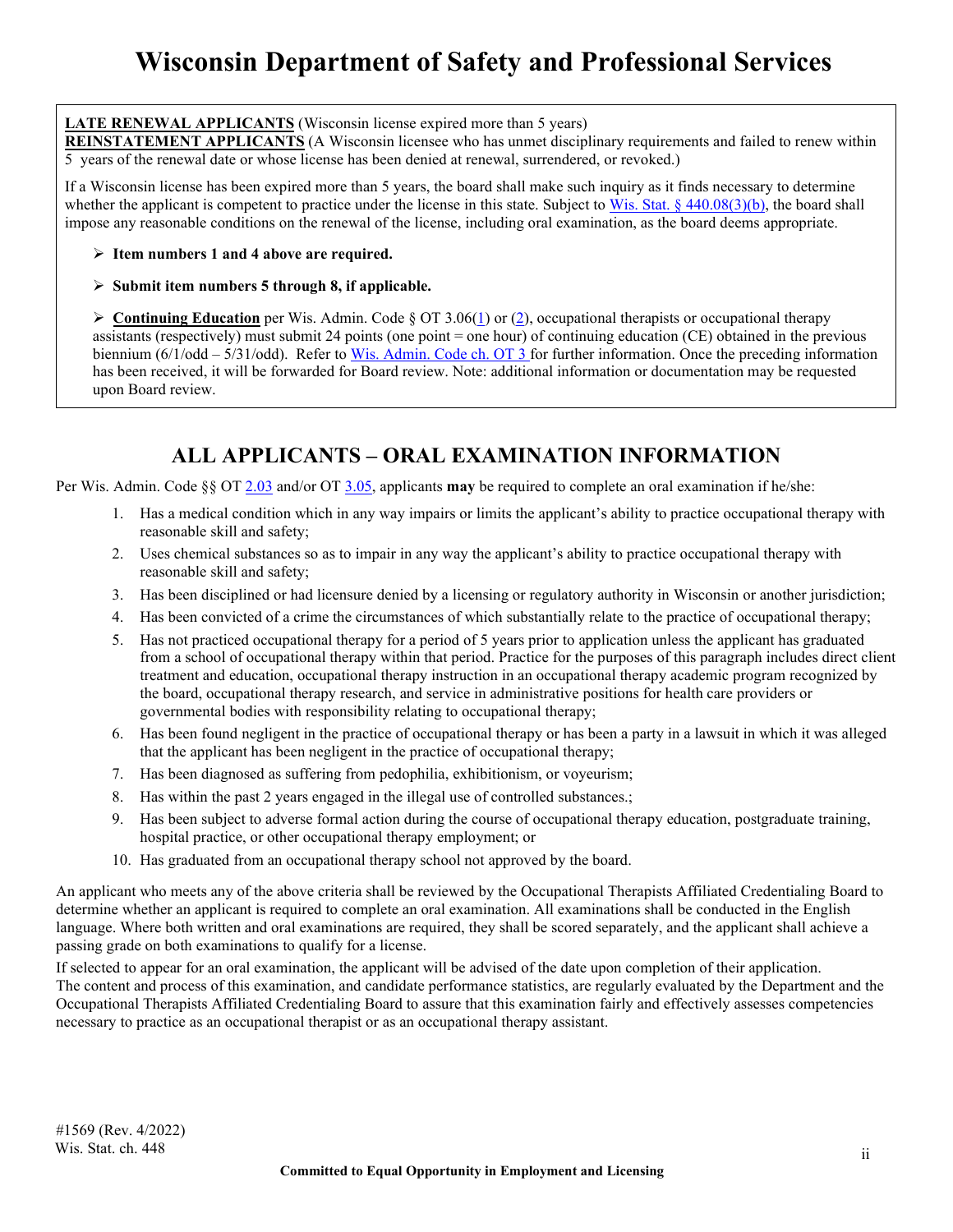# Wisconsin Department of Safety and Professional Services

**LATE RENEWAL APPLICANTS** (Wisconsin license expired more than 5 years)

**REINSTATEMENT APPLICANTS** (A Wisconsin licensee who has unmet disciplinary requirements and failed to renew within 5 years of the renewal date or whose license has been denied at renewal, surrendered, or revoked.)

If a Wisconsin license has been expired more than 5 years, the board shall make such inquiry as it finds necessary to determine whether the applicant is competent to practice under the license in this state. Subject to Wis. Stat. § 440.08(3)(b), the board shall impose any reasonable conditions on the renewal of the license, including oral examination, as the board deems appropriate.

- **Item numbers 1 and 4 above are required.**
- **Submit item numbers 5 through 8, if applicable.**
- **Continuing Education** per Wis. Admin. Code § OT 3.06(1) or (2), occupational therapists or occupational therapy assistants (respectively) must submit 24 points (one point = one hour) of continuing education (CE) obtained in the previous biennium (6/1/odd – 5/31/odd). Refer to Wis. Admin. Code ch. OT 3 for further information. Once the preceding information has been received, it will be forwarded for Board review. Note: additional information or documentation may be requested upon Board review.

## ALL APPLICANTS – ORAL EXAMINATION INFORMATION

Per Wis. Admin. Code §§ OT 2.03 and/or OT 3.05, applicants **may** be required to complete an oral examination if he/she:

1. Has a medical condition which in any way impairs or limits the applicant's ability to practice occupational therapy with reasonable skill and safety;
2. Uses chemical substances so as to impair in any way the applicant's ability to practice occupational therapy with reasonable skill and safety;
3. Has been disciplined or had licensure denied by a licensing or regulatory authority in Wisconsin or another jurisdiction;
4. Has been convicted of a crime the circumstances of which substantially relate to the practice of occupational therapy;
5. Has not practiced occupational therapy for a period of 5 years prior to application unless the applicant has graduated from a school of occupational therapy within that period. Practice for the purposes of this paragraph includes direct client treatment and education, occupational therapy instruction in an occupational therapy academic program recognized by the board, occupational therapy research, and service in administrative positions for health care providers or governmental bodies with responsibility relating to occupational therapy;
6. Has been found negligent in the practice of occupational therapy or has been a party in a lawsuit in which it was alleged that the applicant has been negligent in the practice of occupational therapy;
7. Has been diagnosed as suffering from pedophilia, exhibitionism, or voyeurism;
8. Has within the past 2 years engaged in the illegal use of controlled substances.;
9. Has been subject to adverse formal action during the course of occupational therapy education, postgraduate training, hospital practice, or other occupational therapy employment; or
10. Has graduated from an occupational therapy school not approved by the board.

An applicant who meets any of the above criteria shall be reviewed by the Occupational Therapists Affiliated Credentialing Board to determine whether an applicant is required to complete an oral examination. All examinations shall be conducted in the English language. Where both written and oral examinations are required, they shall be scored separately, and the applicant shall achieve a passing grade on both examinations to qualify for a license.

If selected to appear for an oral examination, the applicant will be advised of the date upon completion of their application. The content and process of this examination, and candidate performance statistics, are regularly evaluated by the Department and the Occupational Therapists Affiliated Credentialing Board to assure that this examination fairly and effectively assesses competencies necessary to practice as an occupational therapist or as an occupational therapy assistant.

#1569 (Rev. 4/2022)
Wis. Stat. ch. 448

**Committed to Equal Opportunity in Employment and Licensing**